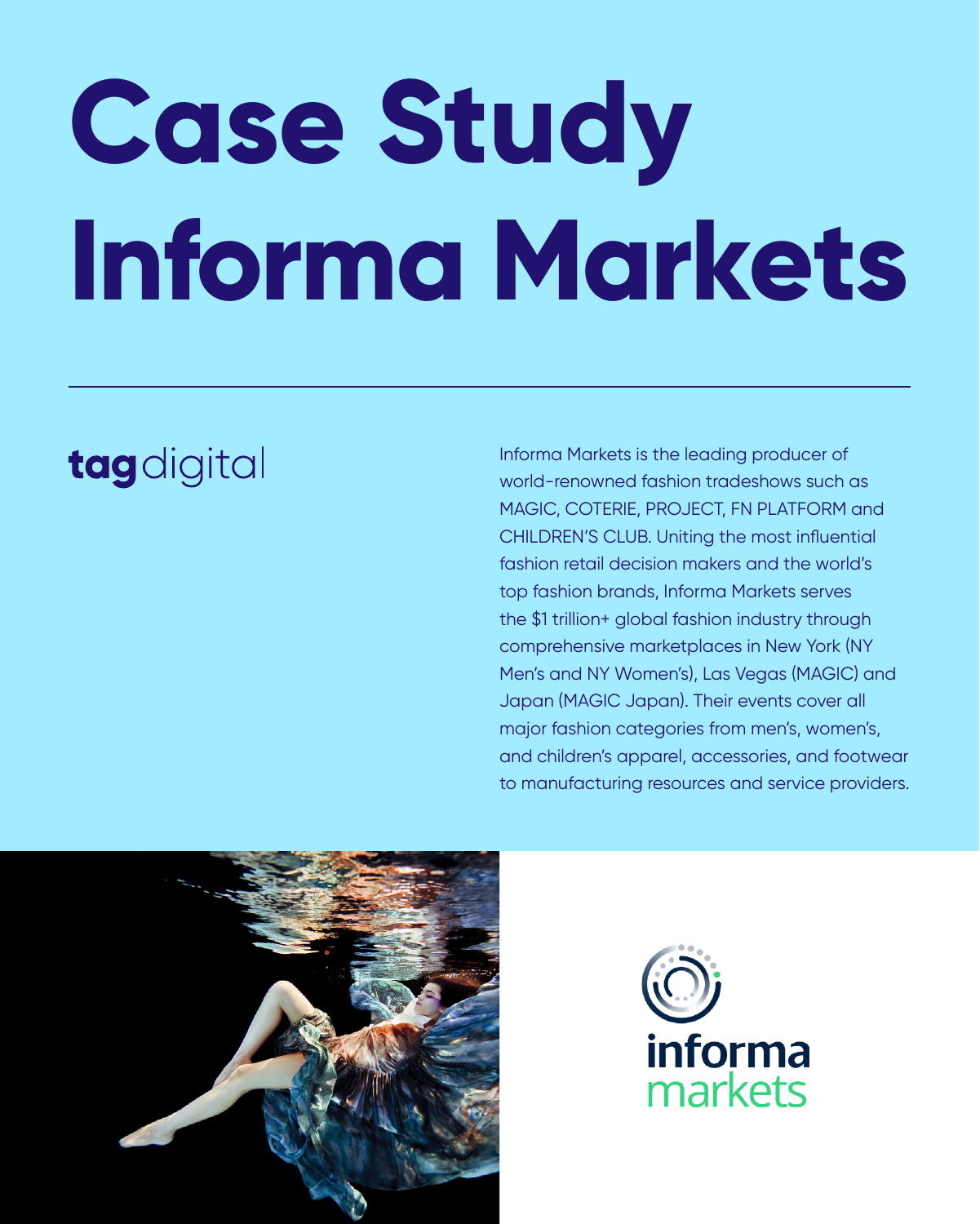# Case Study Informa Markets

---

**tag**digital

Informa Markets is the leading producer of world-renowned fashion tradeshows such as MAGIC, COTERIE, PROJECT, FN PLATFORM and CHILDREN'S CLUB. Uniting the most influential fashion retail decision makers and the world's top fashion brands, Informa Markets serves the $1 trillion+ global fashion industry through comprehensive marketplaces in New York (NY Men's and NY Women's), Las Vegas (MAGIC) and Japan (MAGIC Japan). Their events cover all major fashion categories from men's, women's, and children's apparel, accessories, and footwear to manufacturing resources and service providers.

informa markets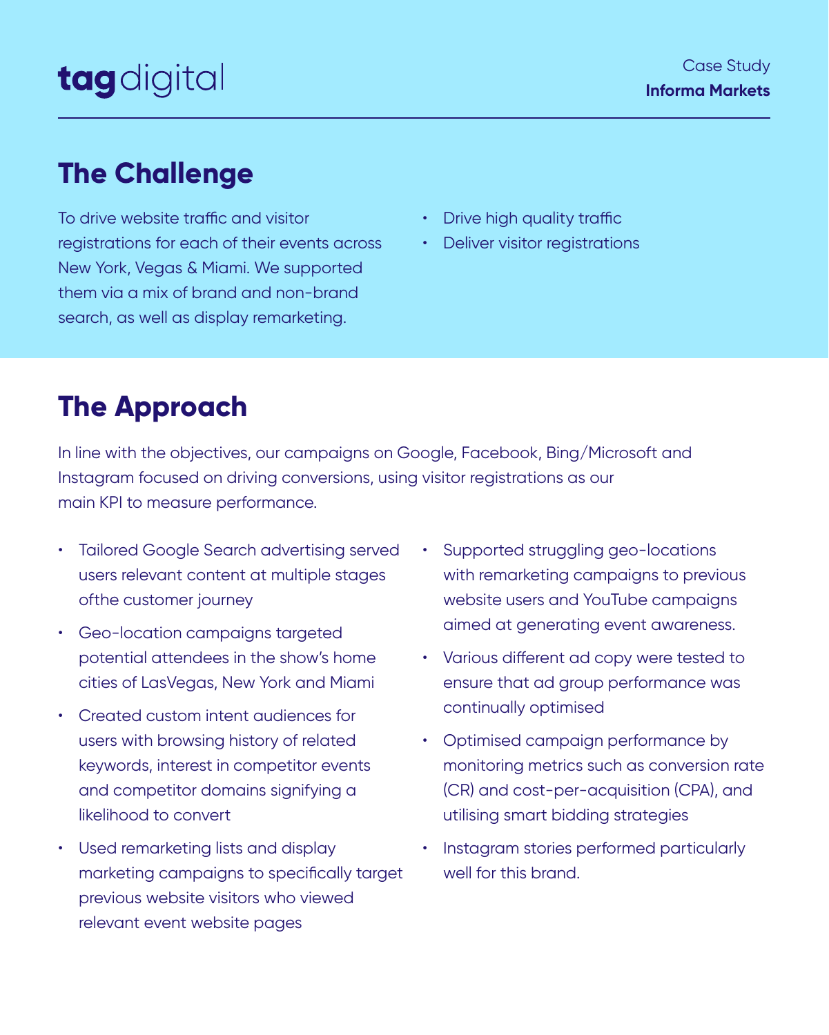tagdigital

Case Study
**Informa Markets**

## The Challenge

To drive website traffic and visitor registrations for each of their events across New York, Vegas & Miami. We supported them via a mix of brand and non-brand search, as well as display remarketing.

- Drive high quality traffic
- Deliver visitor registrations

## The Approach

In line with the objectives, our campaigns on Google, Facebook, Bing/Microsoft and Instagram focused on driving conversions, using visitor registrations as our main KPI to measure performance.

- Tailored Google Search advertising served users relevant content at multiple stages ofthe customer journey
- Geo-location campaigns targeted potential attendees in the show's home cities of LasVegas, New York and Miami
- Created custom intent audiences for users with browsing history of related keywords, interest in competitor events and competitor domains signifying a likelihood to convert
- Used remarketing lists and display marketing campaigns to specifically target previous website visitors who viewed relevant event website pages
- Supported struggling geo-locations with remarketing campaigns to previous website users and YouTube campaigns aimed at generating event awareness.
- Various different ad copy were tested to ensure that ad group performance was continually optimised
- Optimised campaign performance by monitoring metrics such as conversion rate (CR) and cost-per-acquisition (CPA), and utilising smart bidding strategies
- Instagram stories performed particularly well for this brand.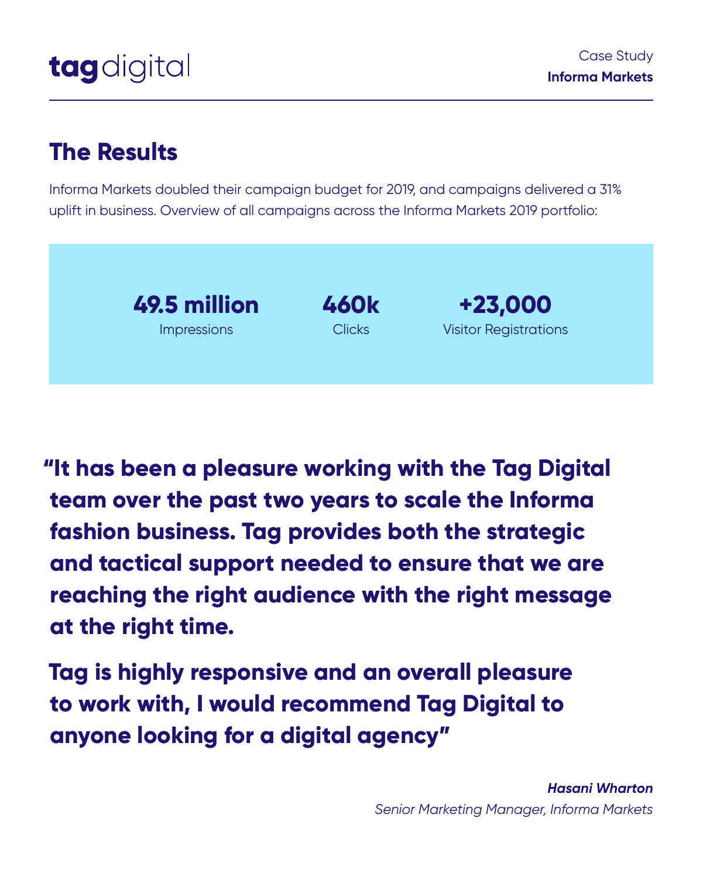# The Results

Informa Markets doubled their campaign budget for 2019, and campaigns delivered a 31% uplift in business. Overview of all campaigns across the Informa Markets 2019 portfolio:

**49.5 million**
Impressions

**460k**
Clicks

**+23,000**
Visitor Registrations

**"It has been a pleasure working with the Tag Digital team over the past two years to scale the Informa fashion business. Tag provides both the strategic and tactical support needed to ensure that we are reaching the right audience with the right message at the right time.**

**Tag is highly responsive and an overall pleasure to work with, I would recommend Tag Digital to anyone looking for a digital agency"**

***Hasani Wharton***
*Senior Marketing Manager, Informa Markets*